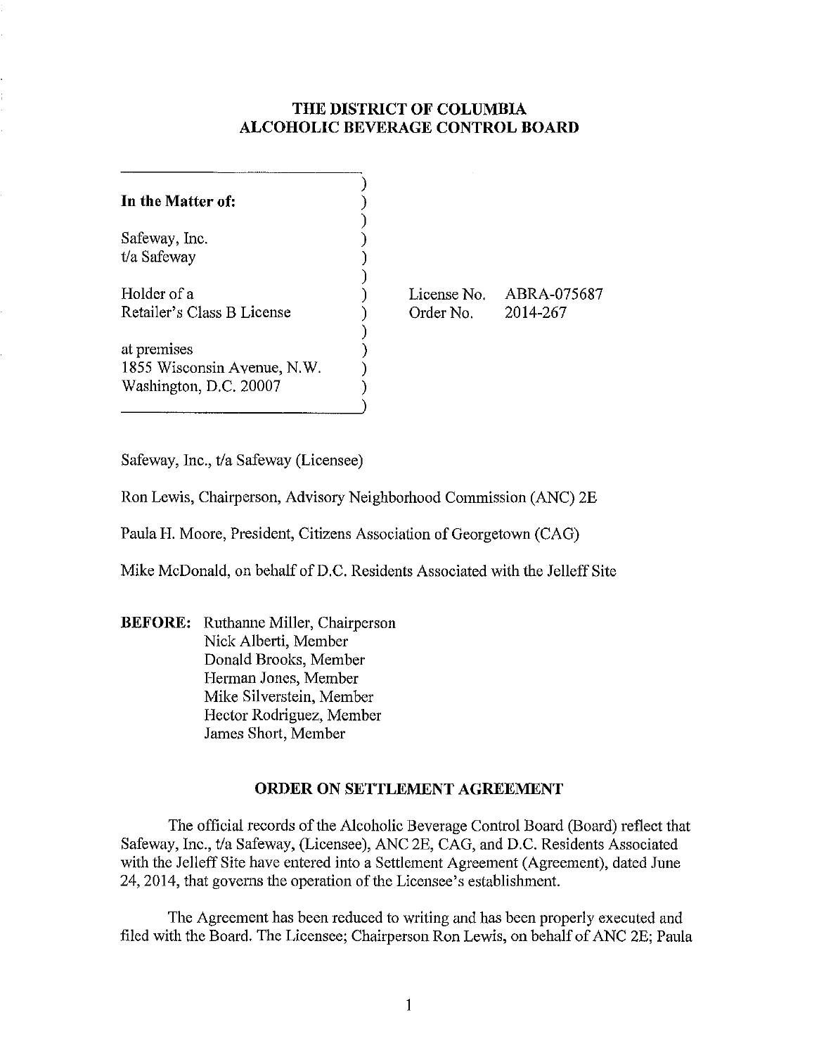# THE DISTRICT OF COLUMBIA
# ALCOHOLIC BEVERAGE CONTROL BOARD

**In the Matter of:**

Safeway, Inc.
t/a Safeway

Holder of a
Retailer's Class B License

at premises
1855 Wisconsin Avenue, N.W.
Washington, D.C. 20007

License No. ABRA-075687
Order No. 2014-267

Safeway, Inc., t/a Safeway (Licensee)

Ron Lewis, Chairperson, Advisory Neighborhood Commission (ANC) 2E

Paula H. Moore, President, Citizens Association of Georgetown (CAG)

Mike McDonald, on behalf of D.C. Residents Associated with the Jelleff Site

**BEFORE:** Ruthanne Miller, Chairperson
Nick Alberti, Member
Donald Brooks, Member
Herman Jones, Member
Mike Silverstein, Member
Hector Rodriguez, Member
James Short, Member

## ORDER ON SETTLEMENT AGREEMENT

The official records of the Alcoholic Beverage Control Board (Board) reflect that Safeway, Inc., t/a Safeway, (Licensee), ANC 2E, CAG, and D.C. Residents Associated with the Jelleff Site have entered into a Settlement Agreement (Agreement), dated June 24, 2014, that governs the operation of the Licensee's establishment.

The Agreement has been reduced to writing and has been properly executed and filed with the Board. The Licensee; Chairperson Ron Lewis, on behalf of ANC 2E; Paula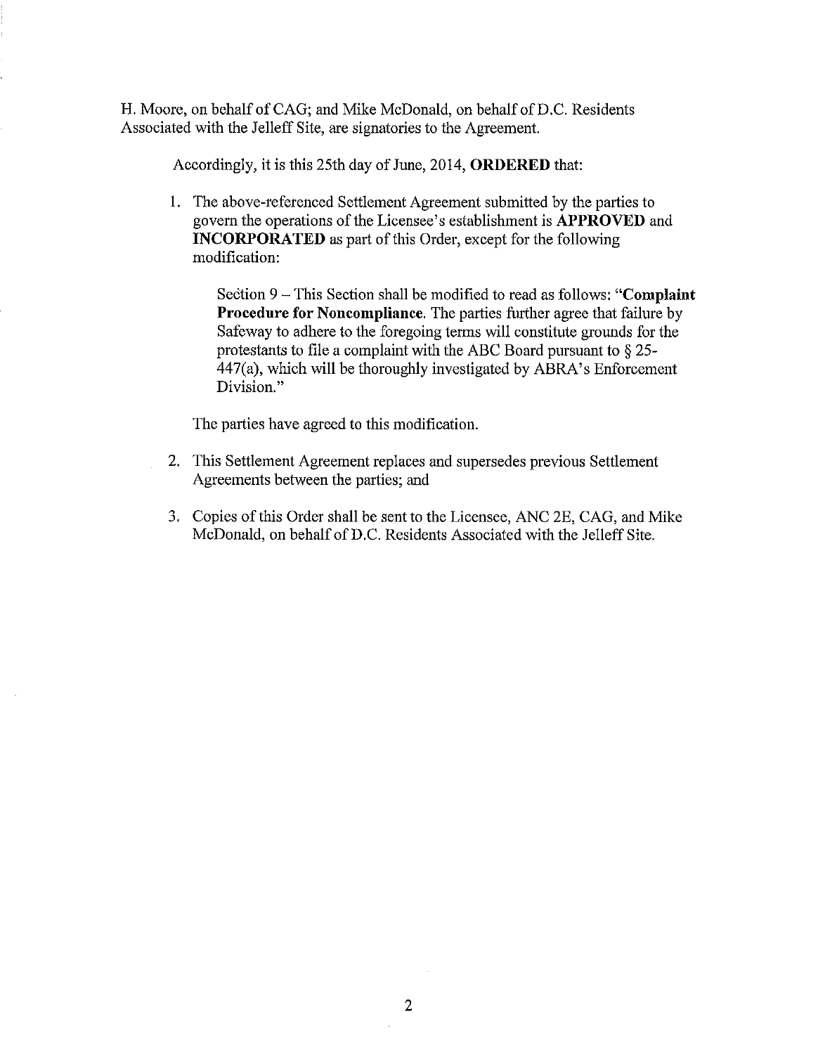H. Moore, on behalf of CAG; and Mike McDonald, on behalf of D.C. Residents Associated with the Jelleff Site, are signatories to the Agreement.

Accordingly, it is this 25th day of June, 2014, **ORDERED** that:

1. The above-referenced Settlement Agreement submitted by the parties to govern the operations of the Licensee's establishment is **APPROVED** and **INCORPORATED** as part of this Order, except for the following modification:

   Section 9 – This Section shall be modified to read as follows: "**Complaint Procedure for Noncompliance**. The parties further agree that failure by Safeway to adhere to the foregoing terms will constitute grounds for the protestants to file a complaint with the ABC Board pursuant to § 25-447(a), which will be thoroughly investigated by ABRA's Enforcement Division."

   The parties have agreed to this modification.

2. This Settlement Agreement replaces and supersedes previous Settlement Agreements between the parties; and

3. Copies of this Order shall be sent to the Licensee, ANC 2E, CAG, and Mike McDonald, on behalf of D.C. Residents Associated with the Jelleff Site.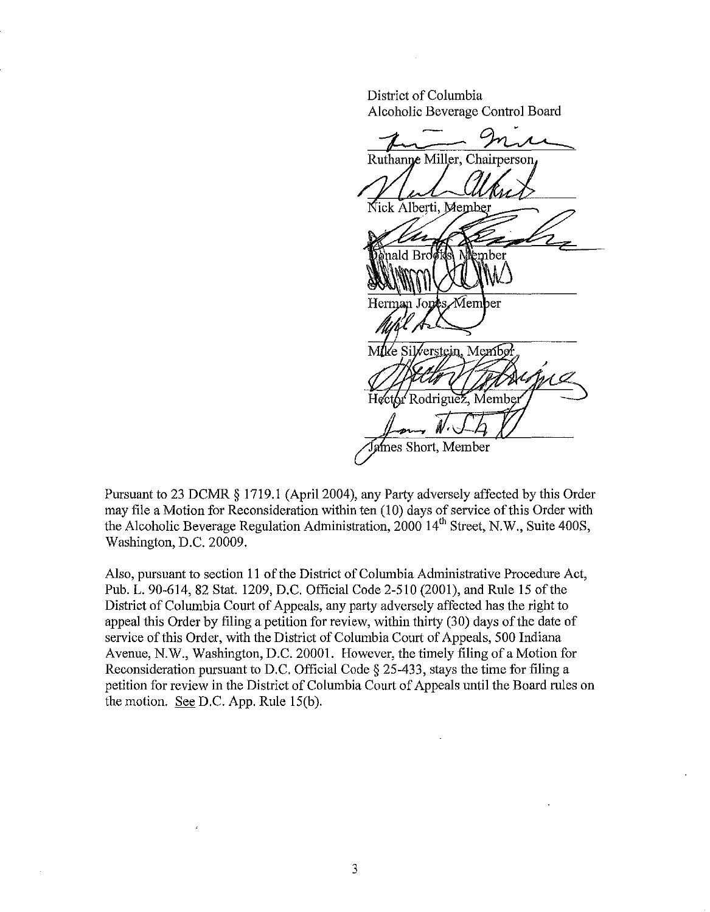District of Columbia
Alcoholic Beverage Control Board

Ruthanne Miller, Chairperson

Nick Alberti, Member

Donald Brooks, Member

Herman Jones, Member

Mike Silverstein, Member

Hector Rodriguez, Member

James Short, Member

Pursuant to 23 DCMR § 1719.1 (April 2004), any Party adversely affected by this Order may file a Motion for Reconsideration within ten (10) days of service of this Order with the Alcoholic Beverage Regulation Administration, 2000 14th Street, N.W., Suite 400S, Washington, D.C. 20009.

Also, pursuant to section 11 of the District of Columbia Administrative Procedure Act, Pub. L. 90-614, 82 Stat. 1209, D.C. Official Code 2-510 (2001), and Rule 15 of the District of Columbia Court of Appeals, any party adversely affected has the right to appeal this Order by filing a petition for review, within thirty (30) days of the date of service of this Order, with the District of Columbia Court of Appeals, 500 Indiana Avenue, N.W., Washington, D.C. 20001. However, the timely filing of a Motion for Reconsideration pursuant to D.C. Official Code § 25-433, stays the time for filing a petition for review in the District of Columbia Court of Appeals until the Board rules on the motion. See D.C. App. Rule 15(b).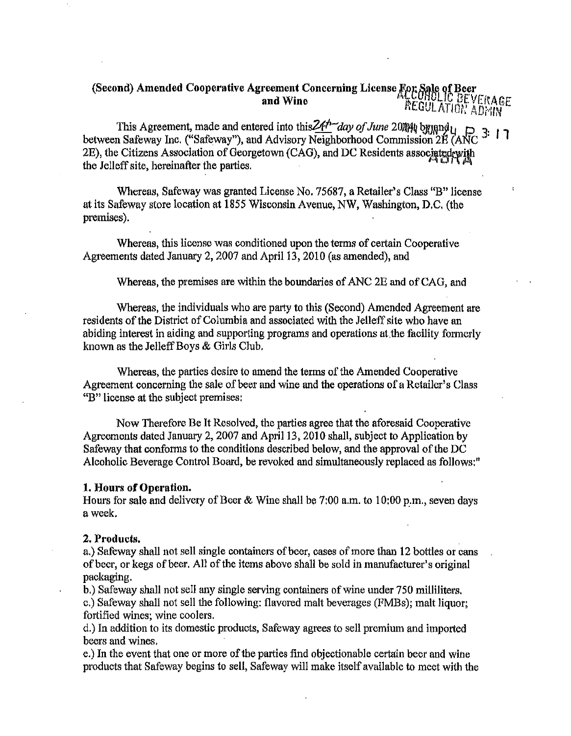## (Second) Amended Cooperative Agreement Concerning License For Sale of Beer and Wine

ALCOHOLIC BEVERAGE REGULATION ADMIN

This Agreement, made and entered into this 24th day of June 2014 by and between Safeway Inc. ("Safeway"), and Advisory Neighborhood Commission 2E (ANC 2E), the Citizens Association of Georgetown (CAG), and DC Residents associated with the Jelleff site, hereinafter the parties.

Whereas, Safeway was granted License No. 75687, a Retailer's Class "B" license at its Safeway store location at 1855 Wisconsin Avenue, NW, Washington, D.C. (the premises).

Whereas, this license was conditioned upon the terms of certain Cooperative Agreements dated January 2, 2007 and April 13, 2010 (as amended), and

Whereas, the premises are within the boundaries of ANC 2E and of CAG, and

Whereas, the individuals who are party to this (Second) Amended Agreement are residents of the District of Columbia and associated with the Jelleff site who have an abiding interest in aiding and supporting programs and operations at the facility formerly known as the Jelleff Boys & Girls Club.

Whereas, the parties desire to amend the terms of the Amended Cooperative Agreement concerning the sale of beer and wine and the operations of a Retailer's Class "B" license at the subject premises:

Now Therefore Be It Resolved, the parties agree that the aforesaid Cooperative Agreements dated January 2, 2007 and April 13, 2010 shall, subject to Application by Safeway that conforms to the conditions described below, and the approval of the DC Alcoholic Beverage Control Board, be revoked and simultaneously replaced as follows:"

**1. Hours of Operation.**
Hours for sale and delivery of Beer & Wine shall be 7:00 a.m. to 10:00 p.m., seven days a week.

**2. Products.**
a.) Safeway shall not sell single containers of beer, cases of more than 12 bottles or cans of beer, or kegs of beer. All of the items above shall be sold in manufacturer's original packaging.
b.) Safeway shall not sell any single serving containers of wine under 750 milliliters.
c.) Safeway shall not sell the following: flavored malt beverages (FMBs); malt liquor; fortified wines; wine coolers.
d.) In addition to its domestic products, Safeway agrees to sell premium and imported beers and wines.
e.) In the event that one or more of the parties find objectionable certain beer and wine products that Safeway begins to sell, Safeway will make itself available to meet with the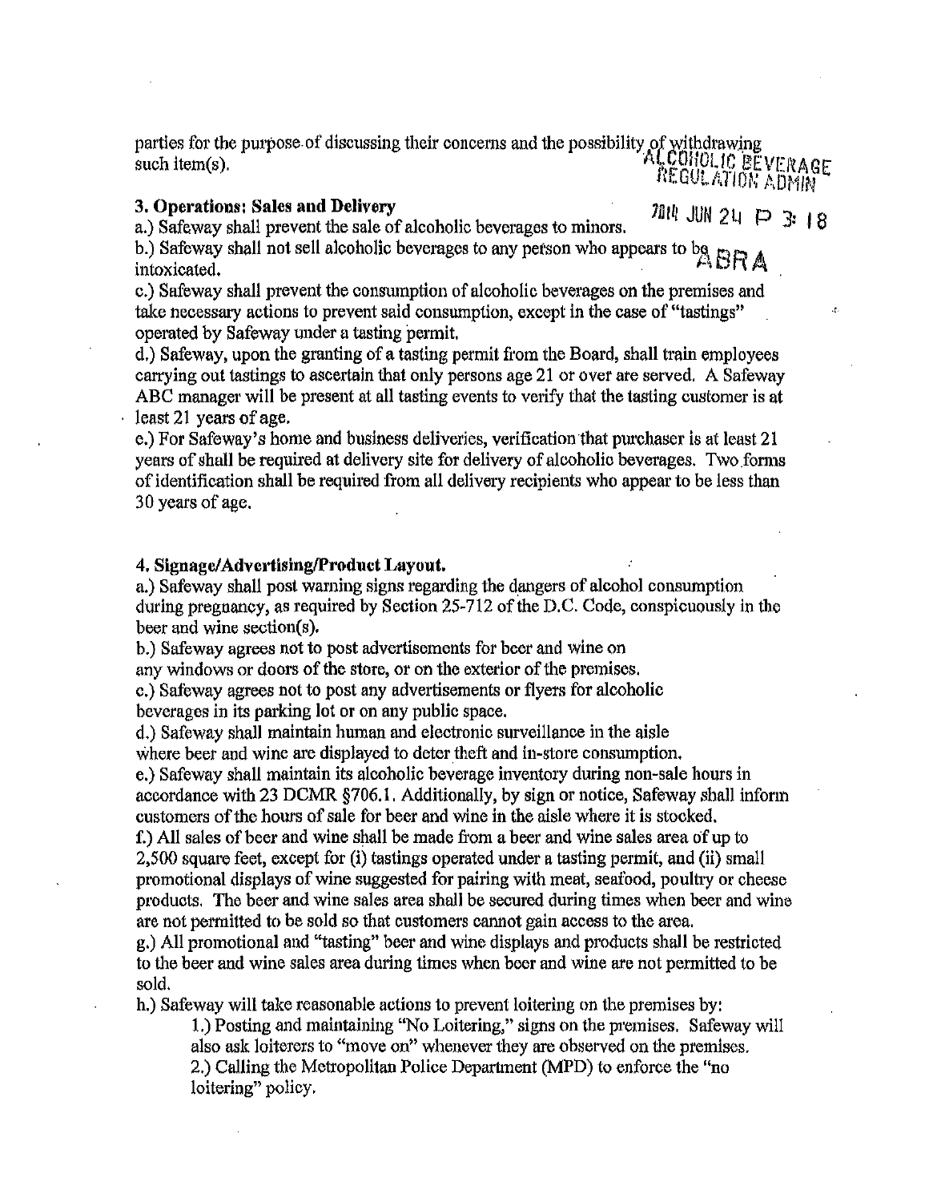parties for the purpose of discussing their concerns and the possibility of withdrawing such item(s).

ALCOHOLIC BEVERAGE REGULATION ADMIN

2014 JUN 24 P 3: 18

ABRA

**3. Operations: Sales and Delivery**

a.) Safeway shall prevent the sale of alcoholic beverages to minors.

b.) Safeway shall not sell alcoholic beverages to any person who appears to be intoxicated.

c.) Safeway shall prevent the consumption of alcoholic beverages on the premises and take necessary actions to prevent said consumption, except in the case of "tastings" operated by Safeway under a tasting permit.

d.) Safeway, upon the granting of a tasting permit from the Board, shall train employees carrying out tastings to ascertain that only persons age 21 or over are served. A Safeway ABC manager will be present at all tasting events to verify that the tasting customer is at least 21 years of age.

e.) For Safeway's home and business deliveries, verification that purchaser is at least 21 years of shall be required at delivery site for delivery of alcoholic beverages. Two forms of identification shall be required from all delivery recipients who appear to be less than 30 years of age.

**4. Signage/Advertising/Product Layout.**

a.) Safeway shall post warning signs regarding the dangers of alcohol consumption during pregnancy, as required by Section 25-712 of the D.C. Code, conspicuously in the beer and wine section(s).

b.) Safeway agrees not to post advertisements for beer and wine on any windows or doors of the store, or on the exterior of the premises.

c.) Safeway agrees not to post any advertisements or flyers for alcoholic beverages in its parking lot or on any public space.

d.) Safeway shall maintain human and electronic surveillance in the aisle where beer and wine are displayed to deter theft and in-store consumption.

e.) Safeway shall maintain its alcoholic beverage inventory during non-sale hours in accordance with 23 DCMR §706.1. Additionally, by sign or notice, Safeway shall inform customers of the hours of sale for beer and wine in the aisle where it is stocked.

f.) All sales of beer and wine shall be made from a beer and wine sales area of up to 2,500 square feet, except for (i) tastings operated under a tasting permit, and (ii) small promotional displays of wine suggested for pairing with meat, seafood, poultry or cheese products. The beer and wine sales area shall be secured during times when beer and wine are not permitted to be sold so that customers cannot gain access to the area.

g.) All promotional and "tasting" beer and wine displays and products shall be restricted to the beer and wine sales area during times when beer and wine are not permitted to be sold.

h.) Safeway will take reasonable actions to prevent loitering on the premises by:

1.) Posting and maintaining "No Loitering," signs on the premises. Safeway will also ask loiterers to "move on" whenever they are observed on the premises.

2.) Calling the Metropolitan Police Department (MPD) to enforce the "no loitering" policy.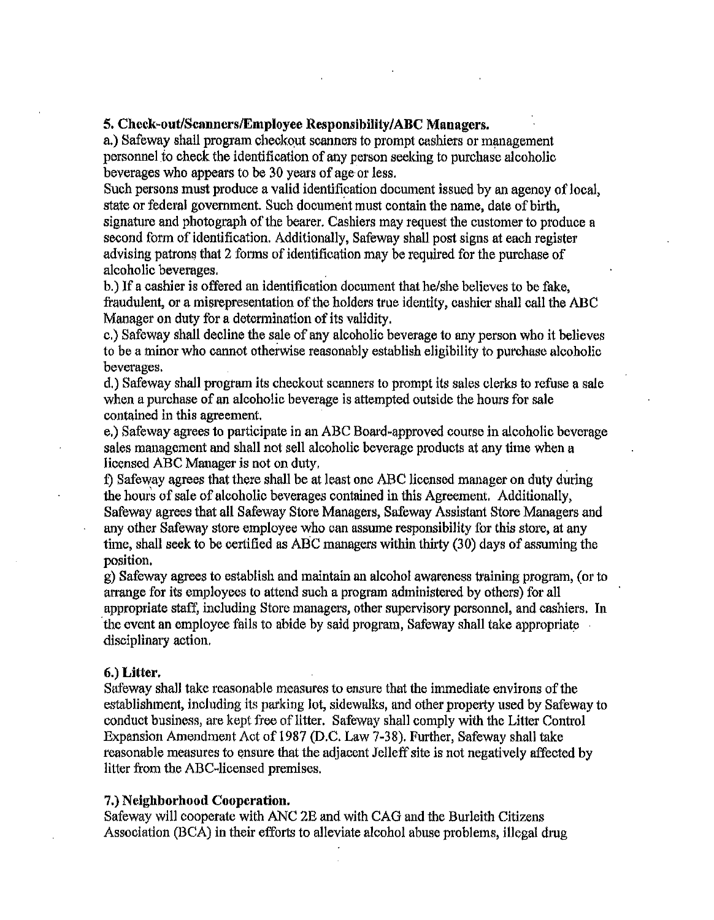**5. Check-out/Scanners/Employee Responsibility/ABC Managers.**

a.) Safeway shall program checkout scanners to prompt cashiers or management personnel to check the identification of any person seeking to purchase alcoholic beverages who appears to be 30 years of age or less.

Such persons must produce a valid identification document issued by an agency of local, state or federal government. Such document must contain the name, date of birth, signature and photograph of the bearer. Cashiers may request the customer to produce a second form of identification. Additionally, Safeway shall post signs at each register advising patrons that 2 forms of identification may be required for the purchase of alcoholic beverages.

b.) If a cashier is offered an identification document that he/she believes to be fake, fraudulent, or a misrepresentation of the holders true identity, cashier shall call the ABC Manager on duty for a determination of its validity.

c.) Safeway shall decline the sale of any alcoholic beverage to any person who it believes to be a minor who cannot otherwise reasonably establish eligibility to purchase alcoholic beverages.

d.) Safeway shall program its checkout scanners to prompt its sales clerks to refuse a sale when a purchase of an alcoholic beverage is attempted outside the hours for sale contained in this agreement.

e.) Safeway agrees to participate in an ABC Board-approved course in alcoholic beverage sales management and shall not sell alcoholic beverage products at any time when a licensed ABC Manager is not on duty.

f) Safeway agrees that there shall be at least one ABC licensed manager on duty during the hours of sale of alcoholic beverages contained in this Agreement. Additionally, Safeway agrees that all Safeway Store Managers, Safeway Assistant Store Managers and any other Safeway store employee who can assume responsibility for this store, at any time, shall seek to be certified as ABC managers within thirty (30) days of assuming the position.

g) Safeway agrees to establish and maintain an alcohol awareness training program, (or to arrange for its employees to attend such a program administered by others) for all appropriate staff, including Store managers, other supervisory personnel, and cashiers. In the event an employee fails to abide by said program, Safeway shall take appropriate disciplinary action.

**6.) Litter.**

Safeway shall take reasonable measures to ensure that the immediate environs of the establishment, including its parking lot, sidewalks, and other property used by Safeway to conduct business, are kept free of litter. Safeway shall comply with the Litter Control Expansion Amendment Act of 1987 (D.C. Law 7-38). Further, Safeway shall take reasonable measures to ensure that the adjacent Jelleff site is not negatively affected by litter from the ABC-licensed premises.

**7.) Neighborhood Cooperation.**

Safeway will cooperate with ANC 2E and with CAG and the Burleith Citizens Association (BCA) in their efforts to alleviate alcohol abuse problems, illegal drug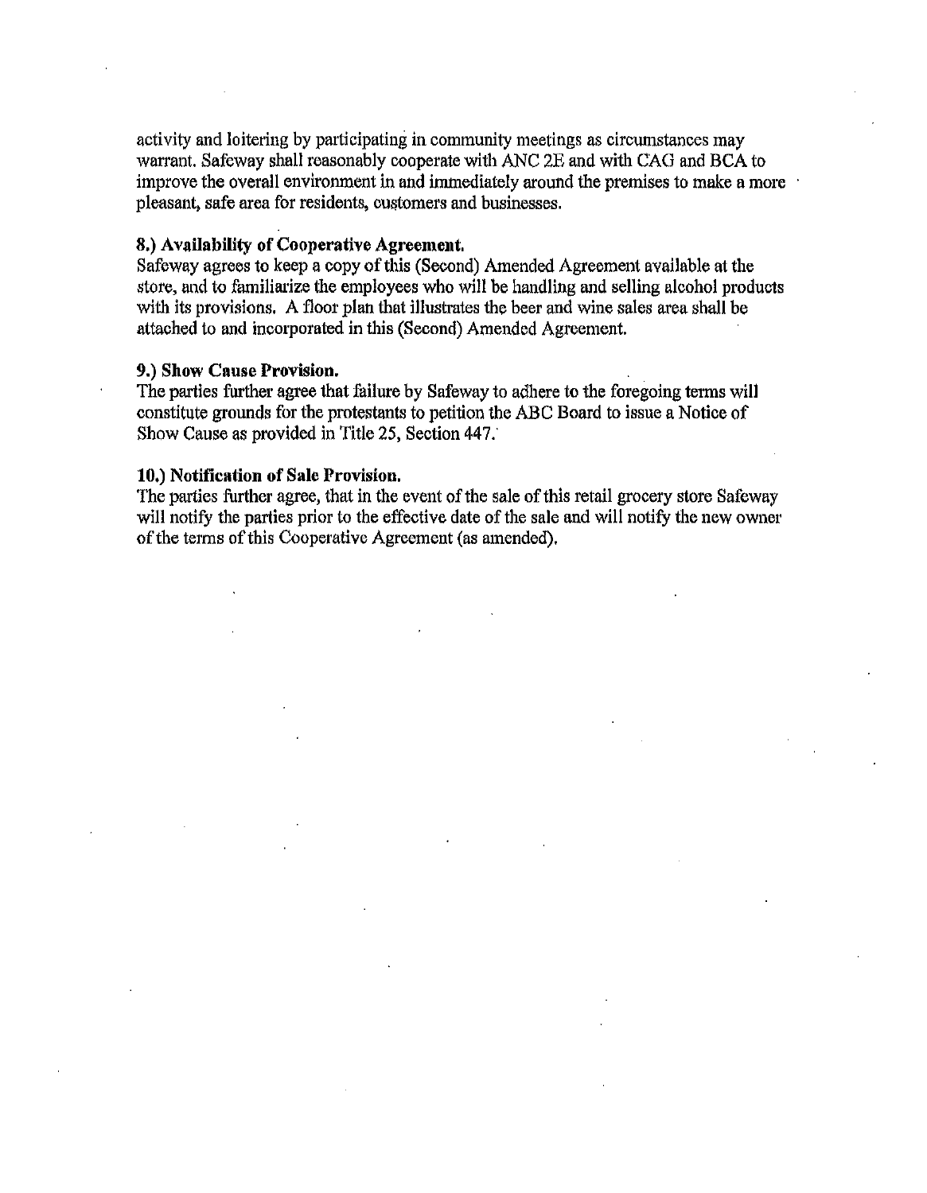activity and loitering by participating in community meetings as circumstances may warrant. Safeway shall reasonably cooperate with ANC 2E and with CAG and BCA to improve the overall environment in and immediately around the premises to make a more pleasant, safe area for residents, customers and businesses.

**8.) Availability of Cooperative Agreement.**
Safeway agrees to keep a copy of this (Second) Amended Agreement available at the store, and to familiarize the employees who will be handling and selling alcohol products with its provisions. A floor plan that illustrates the beer and wine sales area shall be attached to and incorporated in this (Second) Amended Agreement.

**9.) Show Cause Provision.**
The parties further agree that failure by Safeway to adhere to the foregoing terms will constitute grounds for the protestants to petition the ABC Board to issue a Notice of Show Cause as provided in Title 25, Section 447.

**10.) Notification of Sale Provision.**
The parties further agree, that in the event of the sale of this retail grocery store Safeway will notify the parties prior to the effective date of the sale and will notify the new owner of the terms of this Cooperative Agreement (as amended).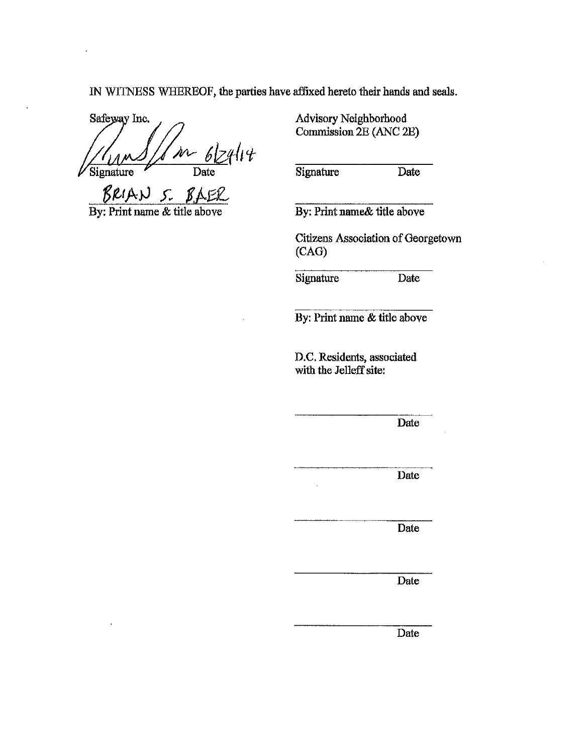IN WITNESS WHEREOF, the parties have affixed hereto their hands and seals.

Safeway Inc.

6/24/14

Signature Date

BRIAN S. BAER

By: Print name & title above

Advisory Neighborhood Commission 2E (ANC 2E)

Signature Date

By: Print name& title above

Citizens Association of Georgetown (CAG)

Signature Date

By: Print name & title above

D.C. Residents, associated with the Jelleff site:

Date

Date

Date

Date

Date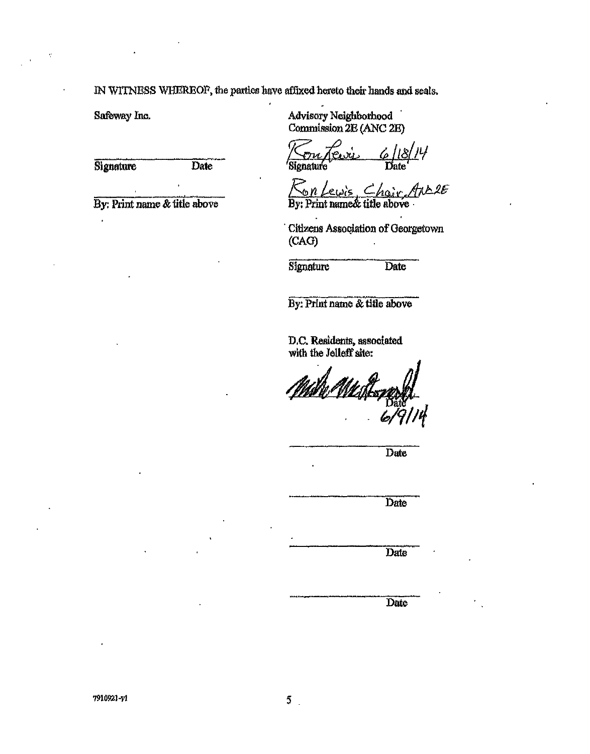IN WITNESS WHEREOF, the parties have affixed hereto their hands and seals.

Safeway Inc.

______________________________
Signature          Date

______________________________
By: Print name & title above

Advisory Neighborhood Commission 2E (ANC 2E)

Ron Lewis          6/18/14
Signature          Date

Ron Lewis, Chair, ANC 2E
By: Print name & title above

Citizens Association of Georgetown (CAG)

______________________________
Signature          Date

______________________________
By: Print name & title above

D.C. Residents, associated with the Jelleff site:

______________________________
Date 6/9/14

______________________________
Date

______________________________
Date

______________________________
Date

______________________________
Date

7910921-v1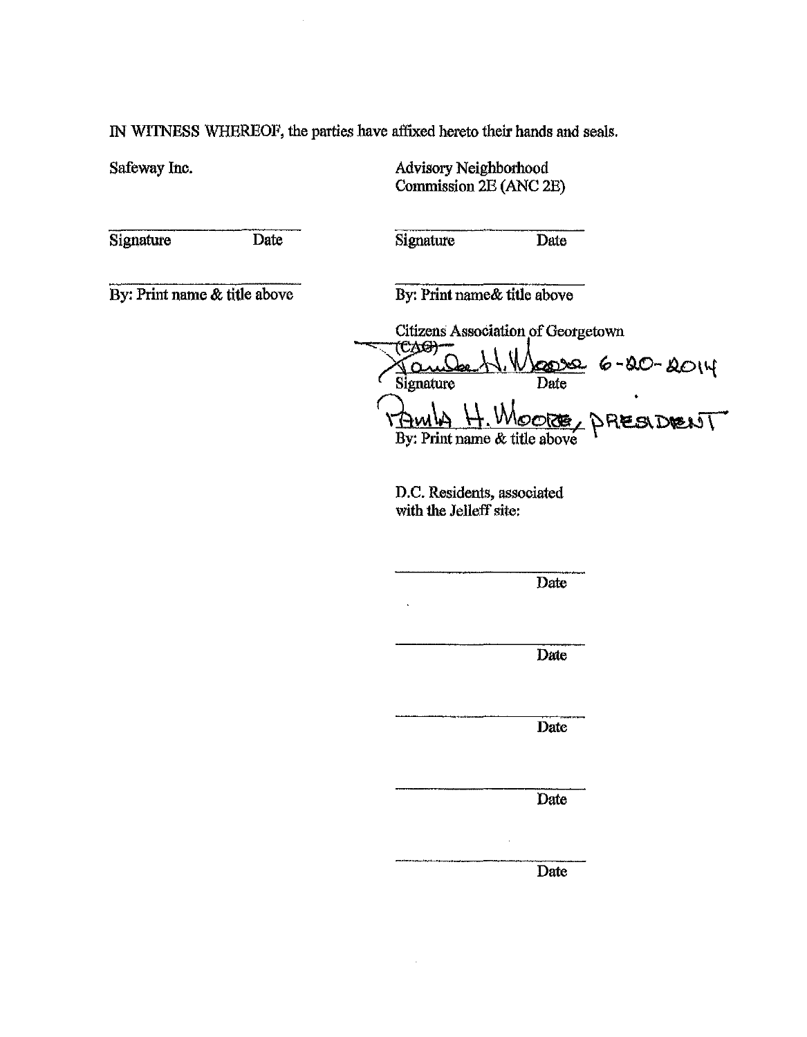IN WITNESS WHEREOF, the parties have affixed hereto their hands and seals.

Safeway Inc.

\_\_\_\_\_\_\_\_\_\_\_\_\_\_\_\_\_\_\_\_\_\_\_\_
Signature Date

\_\_\_\_\_\_\_\_\_\_\_\_\_\_\_\_\_\_\_\_\_\_\_\_
By: Print name & title above

Advisory Neighborhood Commission 2E (ANC 2E)

\_\_\_\_\_\_\_\_\_\_\_\_\_\_\_\_\_\_\_\_\_\_\_\_
Signature Date

\_\_\_\_\_\_\_\_\_\_\_\_\_\_\_\_\_\_\_\_\_\_\_\_
By: Print name& title above

Citizens Association of Georgetown (CAG)

Pamela H. Moore 6-20-2014
Signature Date

PAMLA H. MOORE, PRESIDENT
By: Print name & title above

D.C. Residents, associated with the Jelleff site:

\_\_\_\_\_\_\_\_\_\_\_\_\_\_\_\_\_\_\_\_\_\_\_\_
Date

\_\_\_\_\_\_\_\_\_\_\_\_\_\_\_\_\_\_\_\_\_\_\_\_
Date

\_\_\_\_\_\_\_\_\_\_\_\_\_\_\_\_\_\_\_\_\_\_\_\_
Date

\_\_\_\_\_\_\_\_\_\_\_\_\_\_\_\_\_\_\_\_\_\_\_\_
Date

\_\_\_\_\_\_\_\_\_\_\_\_\_\_\_\_\_\_\_\_\_\_\_\_
Date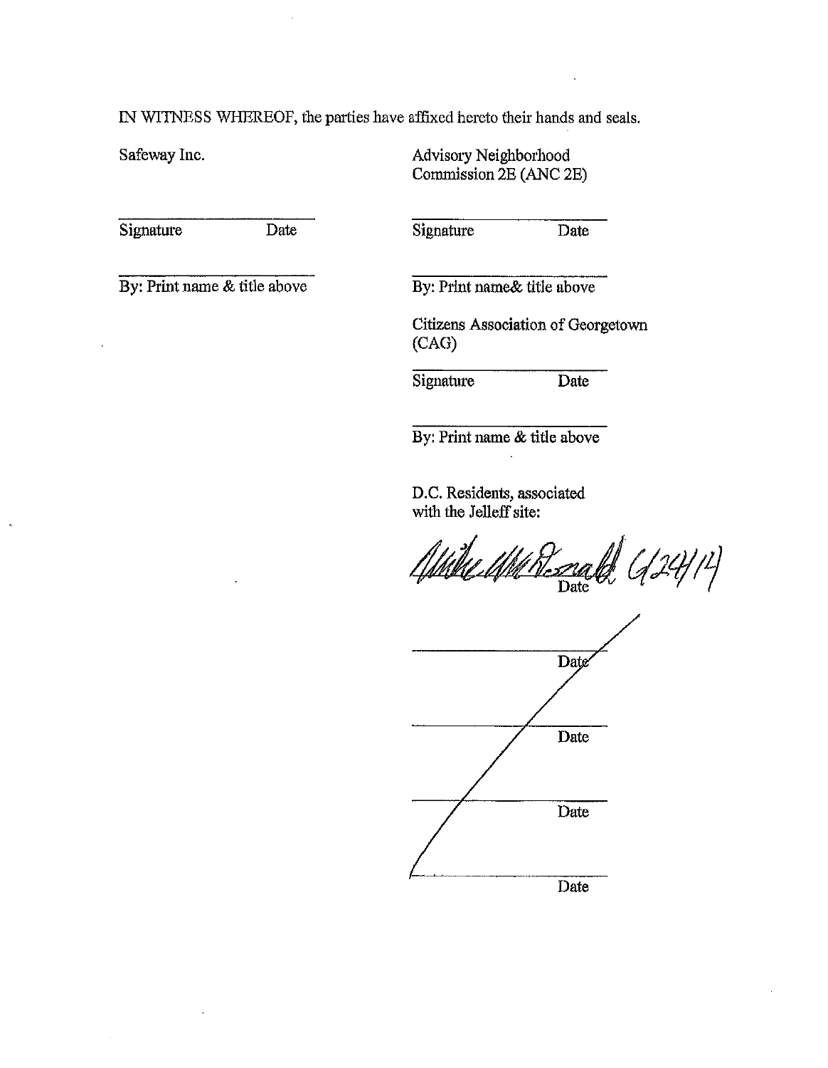IN WITNESS WHEREOF, the parties have affixed hereto their hands and seals.

Safeway Inc.

_____________________________
Signature Date

_____________________________
By: Print name & title above

Advisory Neighborhood
Commission 2E (ANC 2E)

_____________________________
Signature Date

_____________________________
By: Print name& title above

Citizens Association of Georgetown
(CAG)

_____________________________
Signature Date

_____________________________
By: Print name & title above

D.C. Residents, associated
with the Jelleff site:

[signature] 6/24/14
Date

_____________________________
Date

_____________________________
Date

_____________________________
Date

_____________________________
Date